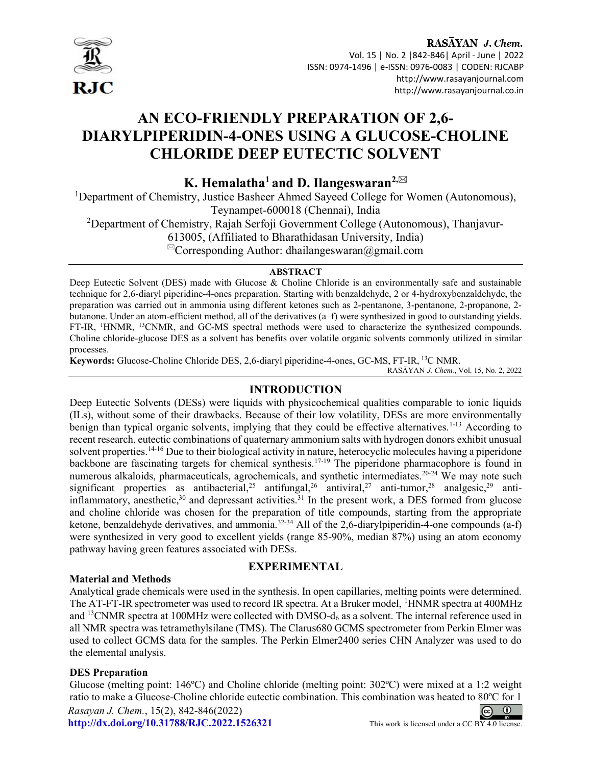# AN ECO-FRIENDLY PREPARATION OF 2,6-DIARYLPIPERIDIN-4-ONES USING A GLUCOSE-CHOLINE CHLORIDE DEEP EUTECTIC SOLVENT

**K. Hemalatha[1] and D. Ilangeswaran[2,✉]**

[1]Department of Chemistry, Justice Basheer Ahmed Sayeed College for Women (Autonomous), Teynampet-600018 (Chennai), India

[2]Department of Chemistry, Rajah Serfoji Government College (Autonomous), Thanjavur-613005, (Affiliated to Bharathidasan University, India)

✉Corresponding Author: dhailangeswaran@gmail.com

## ABSTRACT

Deep Eutectic Solvent (DES) made with Glucose & Choline Chloride is an environmentally safe and sustainable technique for 2,6-diaryl piperidine-4-ones preparation. Starting with benzaldehyde, 2 or 4-hydroxybenzaldehyde, the preparation was carried out in ammonia using different ketones such as 2-pentanone, 3-pentanone, 2-propanone, 2-butanone. Under an atom-efficient method, all of the derivatives (a–f) were synthesized in good to outstanding yields. FT-IR, [1]HNMR, [13]CNMR, and GC-MS spectral methods were used to characterize the synthesized compounds. Choline chloride-glucose DES as a solvent has benefits over volatile organic solvents commonly utilized in similar processes.

**Keywords:** Glucose-Choline Chloride DES, 2,6-diaryl piperidine-4-ones, GC-MS, FT-IR, [13]C NMR.

## INTRODUCTION

Deep Eutectic Solvents (DESs) were liquids with physicochemical qualities comparable to ionic liquids (ILs), without some of their drawbacks. Because of their low volatility, DESs are more environmentally benign than typical organic solvents, implying that they could be effective alternatives.[1-13] According to recent research, eutectic combinations of quaternary ammonium salts with hydrogen donors exhibit unusual solvent properties.[14-16] Due to their biological activity in nature, heterocyclic molecules having a piperidone backbone are fascinating targets for chemical synthesis.[17-19] The piperidone pharmacophore is found in numerous alkaloids, pharmaceuticals, agrochemicals, and synthetic intermediates.[20-24] We may note such significant properties as antibacterial,[25] antifungal,[26] antiviral,[27] anti-tumor,[28] analgesic,[29] anti-inflammatory, anesthetic,[30] and depressant activities.[31] In the present work, a DES formed from glucose and choline chloride was chosen for the preparation of title compounds, starting from the appropriate ketone, benzaldehyde derivatives, and ammonia.[32-34] All of the 2,6-diarylpiperidin-4-one compounds (a-f) were synthesized in very good to excellent yields (range 85-90%, median 87%) using an atom economy pathway having green features associated with DESs.

## EXPERIMENTAL

### Material and Methods

Analytical grade chemicals were used in the synthesis. In open capillaries, melting points were determined. The AT-FT-IR spectrometer was used to record IR spectra. At a Bruker model, [1]HNMR spectra at 400MHz and [13]CNMR spectra at 100MHz were collected with DMSO-$d_6$ as a solvent. The internal reference used in all NMR spectra was tetramethylsilane (TMS). The Clarus680 GCMS spectrometer from Perkin Elmer was used to collect GCMS data for the samples. The Perkin Elmer2400 series CHN Analyzer was used to do the elemental analysis.

### DES Preparation

Glucose (melting point: 146ºC) and Choline chloride (melting point: 302ºC) were mixed at a 1:2 weight ratio to make a Glucose-Choline chloride eutectic combination. This combination was heated to 80ºC for 1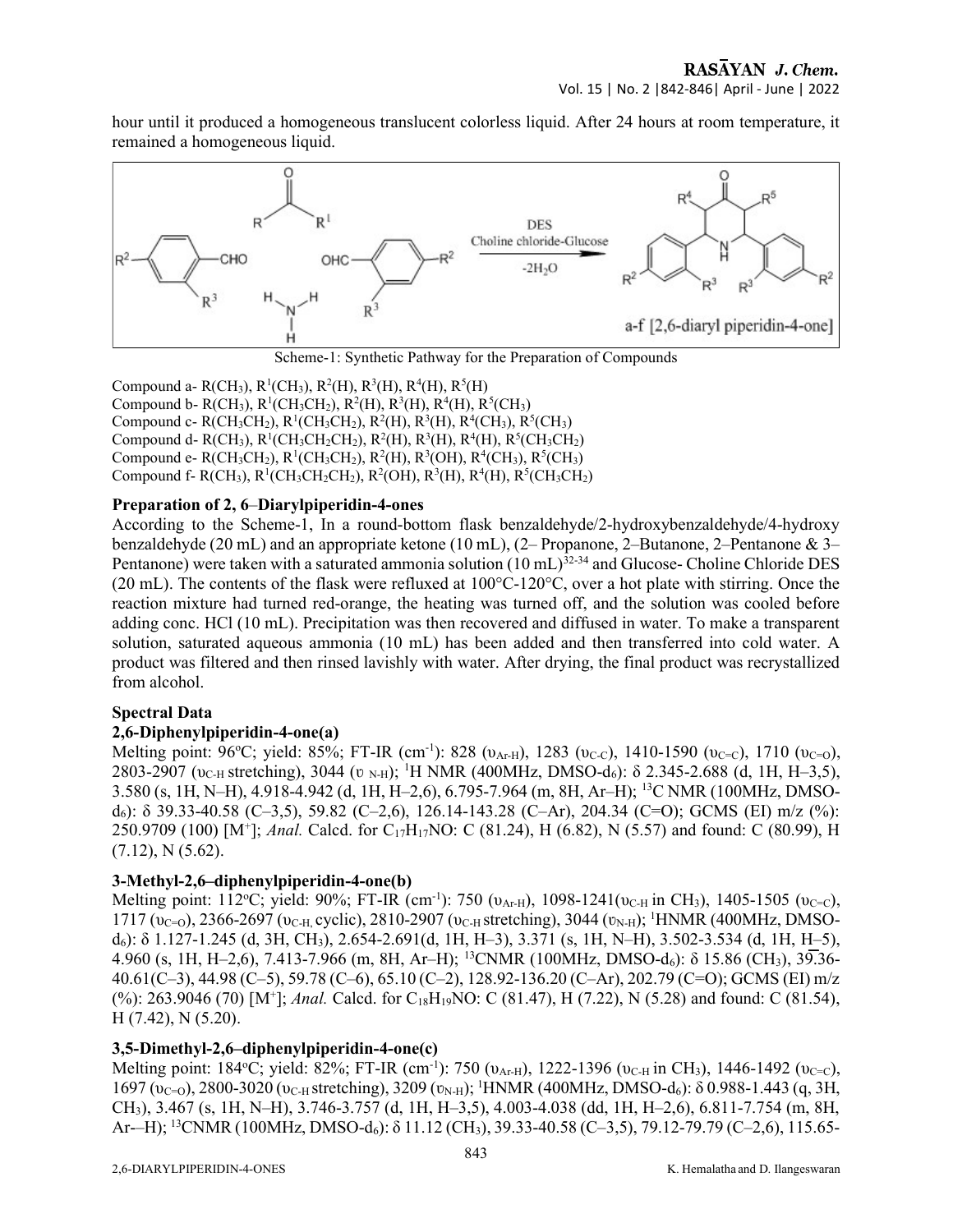hour until it produced a homogeneous translucent colorless liquid. After 24 hours at room temperature, it remained a homogeneous liquid.

Scheme-1: Synthetic Pathway for the Preparation of Compounds

Compound a- $R(CH_3)$, $R^1(CH_3)$, $R^2(H)$, $R^3(H)$, $R^4(H)$, $R^5(H)$
Compound b- $R(CH_3)$, $R^1(CH_3CH_2)$, $R^2(H)$, $R^3(H)$, $R^4(H)$, $R^5(CH_3)$
Compound c- $R(CH_3CH_2)$, $R^1(CH_3CH_2)$, $R^2(H)$, $R^3(H)$, $R^4(CH_3)$, $R^5(CH_3)$
Compound d- $R(CH_3)$, $R^1(CH_3CH_2CH_2)$, $R^2(H)$, $R^3(H)$, $R^4(H)$, $R^5(CH_3CH_2)$
Compound e- $R(CH_3CH_2)$, $R^1(CH_3CH_2)$, $R^2(H)$, $R^3(OH)$, $R^4(CH_3)$, $R^5(CH_3)$
Compound f- $R(CH_3)$, $R^1(CH_3CH_2CH_2)$, $R^2(OH)$, $R^3(H)$, $R^4(H)$, $R^5(CH_3CH_2)$

### Preparation of 2, 6–Diarylpiperidin-4-ones

According to the Scheme-1, In a round-bottom flask benzaldehyde/2-hydroxybenzaldehyde/4-hydroxy benzaldehyde (20 mL) and an appropriate ketone (10 mL), (2– Propanone, 2–Butanone, 2–Pentanone & 3–Pentanone) were taken with a saturated ammonia solution (10 mL)[32-34] and Glucose- Choline Chloride DES (20 mL). The contents of the flask were refluxed at 100°C-120°C, over a hot plate with stirring. Once the reaction mixture had turned red-orange, the heating was turned off, and the solution was cooled before adding conc. HCl (10 mL). Precipitation was then recovered and diffused in water. To make a transparent solution, saturated aqueous ammonia (10 mL) has been added and then transferred into cold water. A product was filtered and then rinsed lavishly with water. After drying, the final product was recrystallized from alcohol.

### Spectral Data

#### 2,6-Diphenylpiperidin-4-one(a)

Melting point: 96°C; yield: 85%; FT-IR ($cm^{-1}$): 828 ($\upsilon_{Ar-H}$), 1283 ($\upsilon_{C-C}$), 1410-1590 ($\upsilon_{C=C}$), 1710 ($\upsilon_{C=O}$), 2803-2907 ($\upsilon_{C-H}$ stretching), 3044 ($\upsilon_{N-H}$); $^1$H NMR (400MHz, DMSO-$d_6$): δ 2.345-2.688 (d, 1H, H–3,5), 3.580 (s, 1H, N–H), 4.918-4.942 (d, 1H, H–2,6), 6.795-7.964 (m, 8H, Ar–H); $^{13}$C NMR (100MHz, DMSO-$d_6$): δ 39.33-40.58 (C–3,5), 59.82 (C–2,6), 126.14-143.28 (C–Ar), 204.34 (C=O); GCMS (EI) m/z (%): 250.9709 (100) [$M^+$]; *Anal.* Calcd. for $C_{17}H_{17}NO$: C (81.24), H (6.82), N (5.57) and found: C (80.99), H (7.12), N (5.62).

#### 3-Methyl-2,6–diphenylpiperidin-4-one(b)

Melting point: 112°C; yield: 90%; FT-IR ($cm^{-1}$): 750 ($\upsilon_{Ar-H}$), 1098-1241($\upsilon_{C-H}$ in $CH_3$), 1405-1505 ($\upsilon_{C=C}$), 1717 ($\upsilon_{C=O}$), 2366-2697 ($\upsilon_{C-H,}$ cyclic), 2810-2907 ($\upsilon_{C-H}$ stretching), 3044 ($\upsilon_{N-H}$); $^1$HNMR (400MHz, DMSO-$d_6$): δ 1.127-1.245 (d, 3H, $CH_3$), 2.654-2.691(d, 1H, H–3), 3.371 (s, 1H, N–H), 3.502-3.534 (d, 1H, H–5), 4.960 (s, 1H, H–2,6), 7.413-7.966 (m, 8H, Ar–H); $^{13}$CNMR (100MHz, DMSO-$d_6$): δ 15.86 ($CH_3$), 39.36-40.61(C–3), 44.98 (C–5), 59.78 (C–6), 65.10 (C–2), 128.92-136.20 (C–Ar), 202.79 (C=O); GCMS (EI) m/z (%): 263.9046 (70) [$M^+$]; *Anal.* Calcd. for $C_{18}H_{19}NO$: C (81.47), H (7.22), N (5.28) and found: C (81.54), H (7.42), N (5.20).

#### 3,5-Dimethyl-2,6–diphenylpiperidin-4-one(c)

Melting point: 184°C; yield: 82%; FT-IR ($cm^{-1}$): 750 ($\upsilon_{Ar-H}$), 1222-1396 ($\upsilon_{C-H}$ in $CH_3$), 1446-1492 ($\upsilon_{C=C}$), 1697 ($\upsilon_{C=O}$), 2800-3020 ($\upsilon_{C-H}$ stretching), 3209 ($\upsilon_{N-H}$); $^1$HNMR (400MHz, DMSO-$d_6$): δ 0.988-1.443 (q, 3H, $CH_3$), 3.467 (s, 1H, N–H), 3.746-3.757 (d, 1H, H–3,5), 4.003-4.038 (dd, 1H, H–2,6), 6.811-7.754 (m, 8H, Ar-–H); $^{13}$CNMR (100MHz, DMSO-$d_6$): δ 11.12 ($CH_3$), 39.33-40.58 (C–3,5), 79.12-79.79 (C–2,6), 115.65-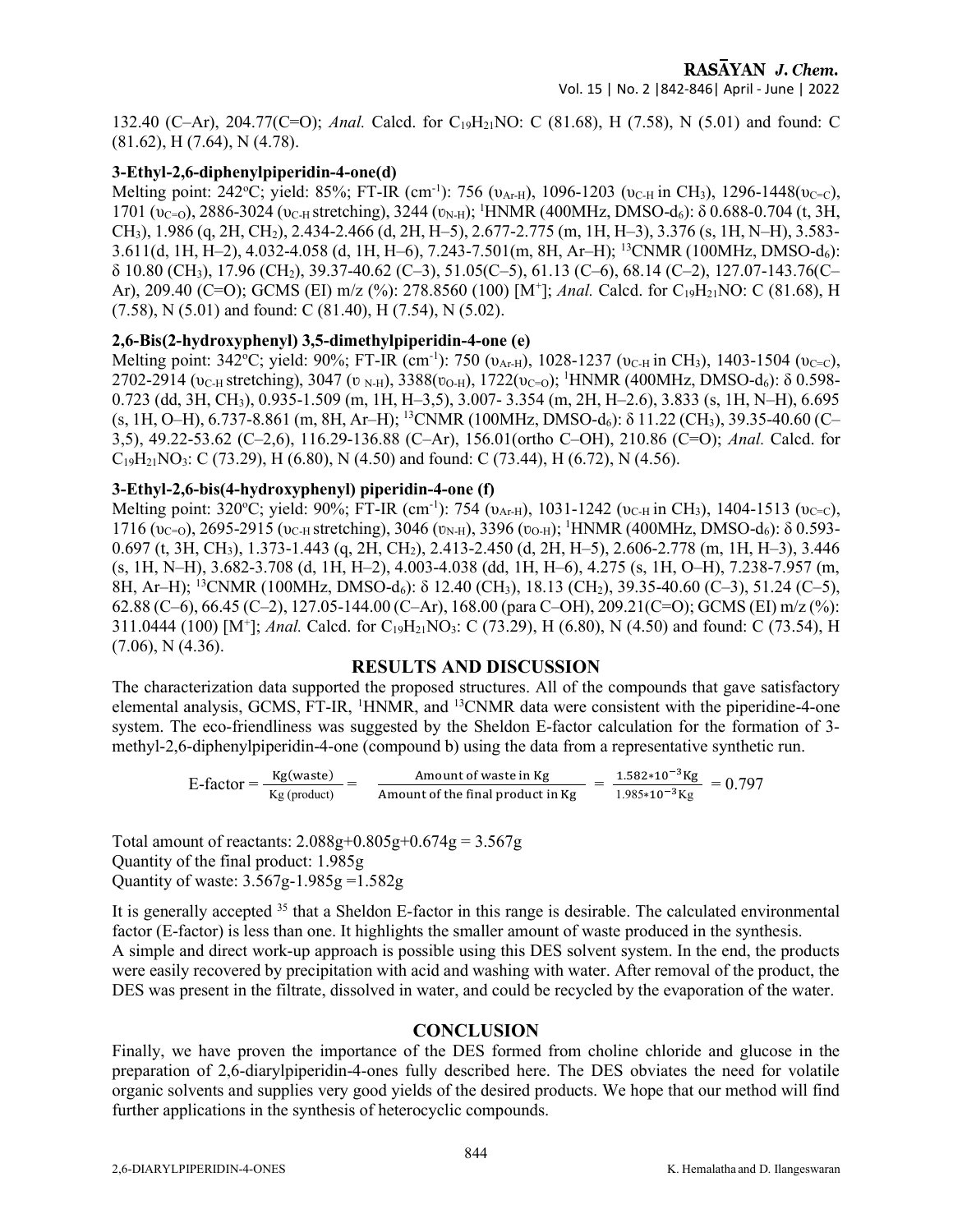132.40 (C–Ar), 204.77(C=O); *Anal.* Calcd. for $C_{19}H_{21}NO$: C (81.68), H (7.58), N (5.01) and found: C (81.62), H (7.64), N (4.78).

### 3-Ethyl-2,6-diphenylpiperidin-4-one(d)

Melting point: 242°C; yield: 85%; FT-IR ($cm^{-1}$): 756 ($\upsilon_{Ar-H}$), 1096-1203 ($\upsilon_{C-H}$ in $CH_3$), 1296-1448($\upsilon_{C=C}$), 1701 ($\upsilon_{C=O}$), 2886-3024 ($\upsilon_{C-H}$ stretching), 3244 ($\upsilon_{N-H}$); $^1$HNMR (400MHz, DMSO-$d_6$): δ 0.688-0.704 (t, 3H, $CH_3$), 1.986 (q, 2H, $CH_2$), 2.434-2.466 (d, 2H, H–5), 2.677-2.775 (m, 1H, H–3), 3.376 (s, 1H, N–H), 3.583-3.611(d, 1H, H–2), 4.032-4.058 (d, 1H, H–6), 7.243-7.501(m, 8H, Ar–H); $^{13}$CNMR (100MHz, DMSO-$d_6$): δ 10.80 ($CH_3$), 17.96 ($CH_2$), 39.37-40.62 (C–3), 51.05(C–5), 61.13 (C–6), 68.14 (C–2), 127.07-143.76(C–Ar), 209.40 (C=O); GCMS (EI) m/z (%): 278.8560 (100) [$M^+$]; *Anal.* Calcd. for $C_{19}H_{21}NO$: C (81.68), H (7.58), N (5.01) and found: C (81.40), H (7.54), N (5.02).

### 2,6-Bis(2-hydroxyphenyl) 3,5-dimethylpiperidin-4-one (e)

Melting point: 342°C; yield: 90%; FT-IR ($cm^{-1}$): 750 ($\upsilon_{Ar-H}$), 1028-1237 ($\upsilon_{C-H}$ in $CH_3$), 1403-1504 ($\upsilon_{C=C}$), 2702-2914 ($\upsilon_{C-H}$ stretching), 3047 ($\upsilon_{N-H}$), 3388($\upsilon_{O-H}$), 1722($\upsilon_{C=O}$); $^1$HNMR (400MHz, DMSO-$d_6$): δ 0.598-0.723 (dd, 3H, $CH_3$), 0.935-1.509 (m, 1H, H–3,5), 3.007- 3.354 (m, 2H, H–2.6), 3.833 (s, 1H, N–H), 6.695 (s, 1H, O–H), 6.737-8.861 (m, 8H, Ar–H); $^{13}$CNMR (100MHz, DMSO-$d_6$): δ 11.22 ($CH_3$), 39.35-40.60 (C–3,5), 49.22-53.62 (C–2,6), 116.29-136.88 (C–Ar), 156.01(ortho C–OH), 210.86 (C=O); *Anal.* Calcd. for $C_{19}H_{21}NO_3$: C (73.29), H (6.80), N (4.50) and found: C (73.44), H (6.72), N (4.56).

### 3-Ethyl-2,6-bis(4-hydroxyphenyl) piperidin-4-one (f)

Melting point: 320°C; yield: 90%; FT-IR ($cm^{-1}$): 754 ($\upsilon_{Ar-H}$), 1031-1242 ($\upsilon_{C-H}$ in $CH_3$), 1404-1513 ($\upsilon_{C=C}$), 1716 ($\upsilon_{C=O}$), 2695-2915 ($\upsilon_{C-H}$ stretching), 3046 ($\upsilon_{N-H}$), 3396 ($\upsilon_{O-H}$); $^1$HNMR (400MHz, DMSO-$d_6$): δ 0.593-0.697 (t, 3H, $CH_3$), 1.373-1.443 (q, 2H, $CH_2$), 2.413-2.450 (d, 2H, H–5), 2.606-2.778 (m, 1H, H–3), 3.446 (s, 1H, N–H), 3.682-3.708 (d, 1H, H–2), 4.003-4.038 (dd, 1H, H–6), 4.275 (s, 1H, O–H), 7.238-7.957 (m, 8H, Ar–H); $^{13}$CNMR (100MHz, DMSO-$d_6$): δ 12.40 ($CH_3$), 18.13 ($CH_2$), 39.35-40.60 (C–3), 51.24 (C–5), 62.88 (C–6), 66.45 (C–2), 127.05-144.00 (C–Ar), 168.00 (para C–OH), 209.21(C=O); GCMS (EI) m/z (%): 311.0444 (100) [$M^+$]; *Anal.* Calcd. for $C_{19}H_{21}NO_3$: C (73.29), H (6.80), N (4.50) and found: C (73.54), H (7.06), N (4.36).

## RESULTS AND DISCUSSION

The characterization data supported the proposed structures. All of the compounds that gave satisfactory elemental analysis, GCMS, FT-IR, $^1$HNMR, and $^{13}$CNMR data were consistent with the piperidine-4-one system. The eco-friendliness was suggested by the Sheldon E-factor calculation for the formation of 3-methyl-2,6-diphenylpiperidin-4-one (compound b) using the data from a representative synthetic run.

$$\text{E-factor} = \frac{\text{Kg(waste)}}{\text{Kg (product)}} = \frac{\text{Amount of waste in Kg}}{\text{Amount of the final product in Kg}} = \frac{1.582*10^{-3}\text{Kg}}{1.985*10^{-3}\text{Kg}} = 0.797$$

Total amount of reactants: 2.088g+0.805g+0.674g = 3.567g
Quantity of the final product: 1.985g
Quantity of waste: 3.567g-1.985g =1.582g

It is generally accepted [35] that a Sheldon E-factor in this range is desirable. The calculated environmental factor (E-factor) is less than one. It highlights the smaller amount of waste produced in the synthesis.
A simple and direct work-up approach is possible using this DES solvent system. In the end, the products were easily recovered by precipitation with acid and washing with water. After removal of the product, the DES was present in the filtrate, dissolved in water, and could be recycled by the evaporation of the water.

## CONCLUSION

Finally, we have proven the importance of the DES formed from choline chloride and glucose in the preparation of 2,6-diarylpiperidin-4-ones fully described here. The DES obviates the need for volatile organic solvents and supplies very good yields of the desired products. We hope that our method will find further applications in the synthesis of heterocyclic compounds.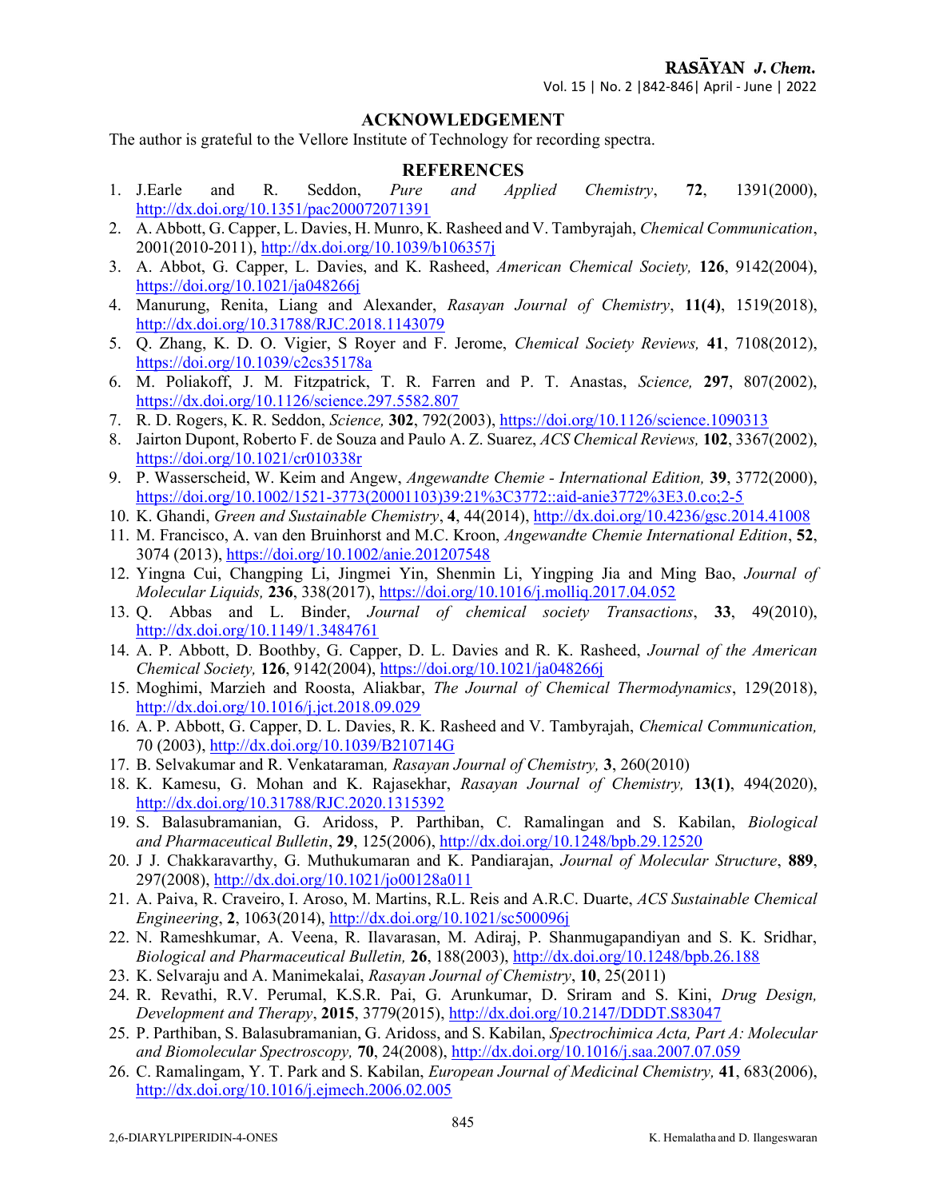## ACKNOWLEDGEMENT

The author is grateful to the Vellore Institute of Technology for recording spectra.

## REFERENCES

1. J.Earle and R. Seddon, *Pure and Applied Chemistry*, **72**, 1391(2000), http://dx.doi.org/10.1351/pac200072071391
2. A. Abbott, G. Capper, L. Davies, H. Munro, K. Rasheed and V. Tambyrajah, *Chemical Communication*, 2001(2010-2011), http://dx.doi.org/10.1039/b106357j
3. A. Abbot, G. Capper, L. Davies, and K. Rasheed, *American Chemical Society,* **126**, 9142(2004), https://doi.org/10.1021/ja048266j
4. Manurung, Renita, Liang and Alexander, *Rasayan Journal of Chemistry*, **11(4)**, 1519(2018), http://dx.doi.org/10.31788/RJC.2018.1143079
5. Q. Zhang, K. D. O. Vigier, S Royer and F. Jerome, *Chemical Society Reviews,* **41**, 7108(2012), https://doi.org/10.1039/c2cs35178a
6. M. Poliakoff, J. M. Fitzpatrick, T. R. Farren and P. T. Anastas, *Science,* **297**, 807(2002), https://dx.doi.org/10.1126/science.297.5582.807
7. R. D. Rogers, K. R. Seddon, *Science,* **302**, 792(2003), https://doi.org/10.1126/science.1090313
8. Jairton Dupont, Roberto F. de Souza and Paulo A. Z. Suarez, *ACS Chemical Reviews,* **102**, 3367(2002), https://doi.org/10.1021/cr010338r
9. P. Wasserscheid, W. Keim and Angew, *Angewandte Chemie - International Edition,* **39**, 3772(2000), https://doi.org/10.1002/1521-3773(20001103)39:21%3C3772::aid-anie3772%3E3.0.co;2-5
10. K. Ghandi, *Green and Sustainable Chemistry*, **4**, 44(2014), http://dx.doi.org/10.4236/gsc.2014.41008
11. M. Francisco, A. van den Bruinhorst and M.C. Kroon, *Angewandte Chemie International Edition*, **52**, 3074 (2013), https://doi.org/10.1002/anie.201207548
12. Yingna Cui, Changping Li, Jingmei Yin, Shenmin Li, Yingping Jia and Ming Bao, *Journal of Molecular Liquids,* **236**, 338(2017), https://doi.org/10.1016/j.molliq.2017.04.052
13. Q. Abbas and L. Binder, *Journal of chemical society Transactions*, **33**, 49(2010), http://dx.doi.org/10.1149/1.3484761
14. A. P. Abbott, D. Boothby, G. Capper, D. L. Davies and R. K. Rasheed, *Journal of the American Chemical Society,* **126**, 9142(2004), https://doi.org/10.1021/ja048266j
15. Moghimi, Marzieh and Roosta, Aliakbar, *The Journal of Chemical Thermodynamics*, 129(2018), http://dx.doi.org/10.1016/j.jct.2018.09.029
16. A. P. Abbott, G. Capper, D. L. Davies, R. K. Rasheed and V. Tambyrajah, *Chemical Communication,* 70 (2003), http://dx.doi.org/10.1039/B210714G
17. B. Selvakumar and R. Venkataraman*, Rasayan Journal of Chemistry,* **3**, 260(2010)
18. K. Kamesu, G. Mohan and K. Rajasekhar, *Rasayan Journal of Chemistry,* **13(1)**, 494(2020), http://dx.doi.org/10.31788/RJC.2020.1315392
19. S. Balasubramanian, G. Aridoss, P. Parthiban, C. Ramalingan and S. Kabilan, *Biological and Pharmaceutical Bulletin*, **29**, 125(2006), http://dx.doi.org/10.1248/bpb.29.12520
20. J J. Chakkaravarthy, G. Muthukumaran and K. Pandiarajan, *Journal of Molecular Structure*, **889**, 297(2008), http://dx.doi.org/10.1021/jo00128a011
21. A. Paiva, R. Craveiro, I. Aroso, M. Martins, R.L. Reis and A.R.C. Duarte, *ACS Sustainable Chemical Engineering*, **2**, 1063(2014), http://dx.doi.org/10.1021/sc500096j
22. N. Rameshkumar, A. Veena, R. Ilavarasan, M. Adiraj, P. Shanmugapandiyan and S. K. Sridhar, *Biological and Pharmaceutical Bulletin,* **26**, 188(2003), http://dx.doi.org/10.1248/bpb.26.188
23. K. Selvaraju and A. Manimekalai, *Rasayan Journal of Chemistry*, **10**, 25(2011)
24. R. Revathi, R.V. Perumal, K.S.R. Pai, G. Arunkumar, D. Sriram and S. Kini, *Drug Design, Development and Therapy*, **2015**, 3779(2015), http://dx.doi.org/10.2147/DDDT.S83047
25. P. Parthiban, S. Balasubramanian, G. Aridoss, and S. Kabilan, *Spectrochimica Acta, Part A: Molecular and Biomolecular Spectroscopy,* **70**, 24(2008), http://dx.doi.org/10.1016/j.saa.2007.07.059
26. C. Ramalingam, Y. T. Park and S. Kabilan, *European Journal of Medicinal Chemistry,* **41**, 683(2006), http://dx.doi.org/10.1016/j.ejmech.2006.02.005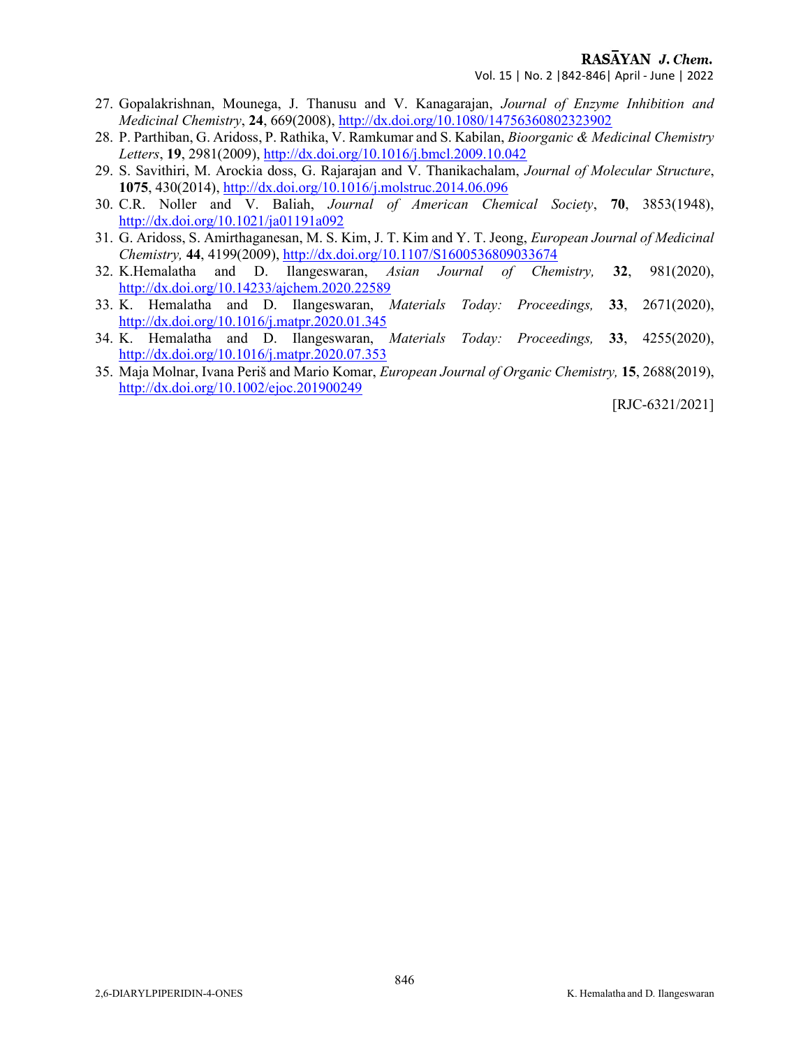27. Gopalakrishnan, Mounega, J. Thanusu and V. Kanagarajan, *Journal of Enzyme Inhibition and Medicinal Chemistry*, **24**, 669(2008), http://dx.doi.org/10.1080/14756360802323902
28. P. Parthiban, G. Aridoss, P. Rathika, V. Ramkumar and S. Kabilan, *Bioorganic & Medicinal Chemistry Letters*, **19**, 2981(2009), http://dx.doi.org/10.1016/j.bmcl.2009.10.042
29. S. Savithiri, M. Arockia doss, G. Rajarajan and V. Thanikachalam, *Journal of Molecular Structure*, **1075**, 430(2014), http://dx.doi.org/10.1016/j.molstruc.2014.06.096
30. C.R. Noller and V. Baliah, *Journal of American Chemical Society*, **70**, 3853(1948), http://dx.doi.org/10.1021/ja01191a092
31. G. Aridoss, S. Amirthaganesan, M. S. Kim, J. T. Kim and Y. T. Jeong, *European Journal of Medicinal Chemistry,* **44**, 4199(2009), http://dx.doi.org/10.1107/S1600536809033674
32. K.Hemalatha and D. Ilangeswaran, *Asian Journal of Chemistry,* **32**, 981(2020), http://dx.doi.org/10.14233/ajchem.2020.22589
33. K. Hemalatha and D. Ilangeswaran, *Materials Today: Proceedings,* **33**, 2671(2020), http://dx.doi.org/10.1016/j.matpr.2020.01.345
34. K. Hemalatha and D. Ilangeswaran, *Materials Today: Proceedings,* **33**, 4255(2020), http://dx.doi.org/10.1016/j.matpr.2020.07.353
35. Maja Molnar, Ivana Periš and Mario Komar, *European Journal of Organic Chemistry,* **15**, 2688(2019), http://dx.doi.org/10.1002/ejoc.201900249

[RJC-6321/2021]